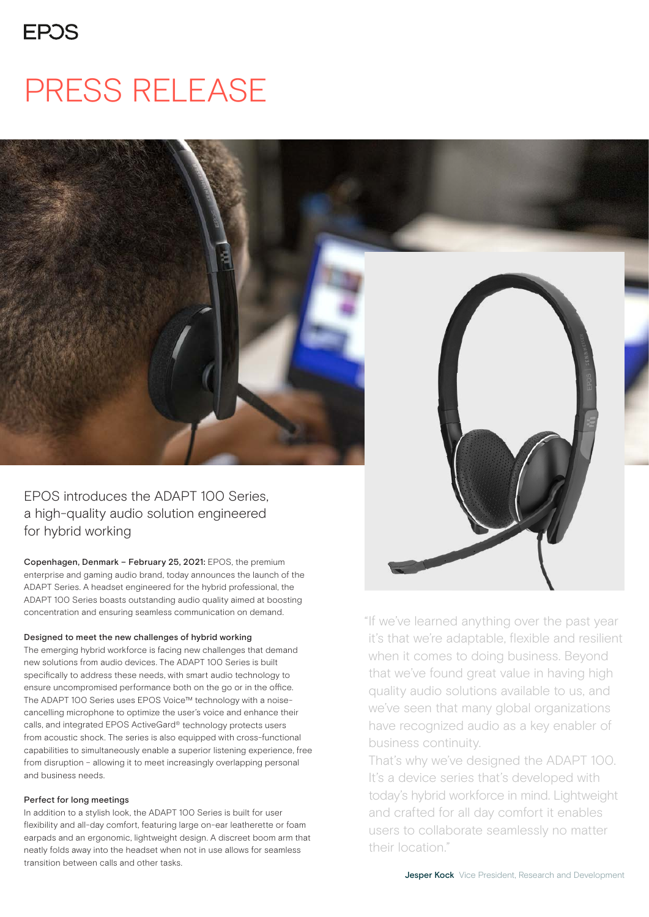EPOS

# PRESS RELEASE

## EPOS introduces the ADAPT 100 Series, a high-quality audio solution engineered for hybrid working

**Copenhagen, Denmark – February 25, 2021:** EPOS, the premium enterprise and gaming audio brand, today announces the launch of the ADAPT Series. A headset engineered for the hybrid professional, the ADAPT 100 Series boasts outstanding audio quality aimed at boosting concentration and ensuring seamless communication on demand.

### Designed to meet the new challenges of hybrid working

The emerging hybrid workforce is facing new challenges that demand new solutions from audio devices. The ADAPT 100 Series is built specifically to address these needs, with smart audio technology to ensure uncompromised performance both on the go or in the office. The ADAPT 100 Series uses EPOS Voice™ technology with a noise-cancelling microphone to optimize the user's voice and enhance their calls, and integrated EPOS ActiveGard® technology protects users from acoustic shock. The series is also equipped with cross-functional capabilities to simultaneously enable a superior listening experience, free from disruption – allowing it to meet increasingly overlapping personal and business needs.

### Perfect for long meetings

In addition to a stylish look, the ADAPT 100 Series is built for user flexibility and all-day comfort, featuring large on-ear leatherette or foam earpads and an ergonomic, lightweight design. A discreet boom arm that neatly folds away into the headset when not in use allows for seamless transition between calls and other tasks.

"If we've learned anything over the past year it's that we're adaptable, flexible and resilient when it comes to doing business. Beyond that we've found great value in having high quality audio solutions available to us, and we've seen that many global organizations have recognized audio as a key enabler of business continuity.
That's why we've designed the ADAPT 100. It's a device series that's developed with today's hybrid workforce in mind. Lightweight and crafted for all day comfort it enables users to collaborate seamlessly no matter their location."

**Jesper Kock** Vice President, Research and Development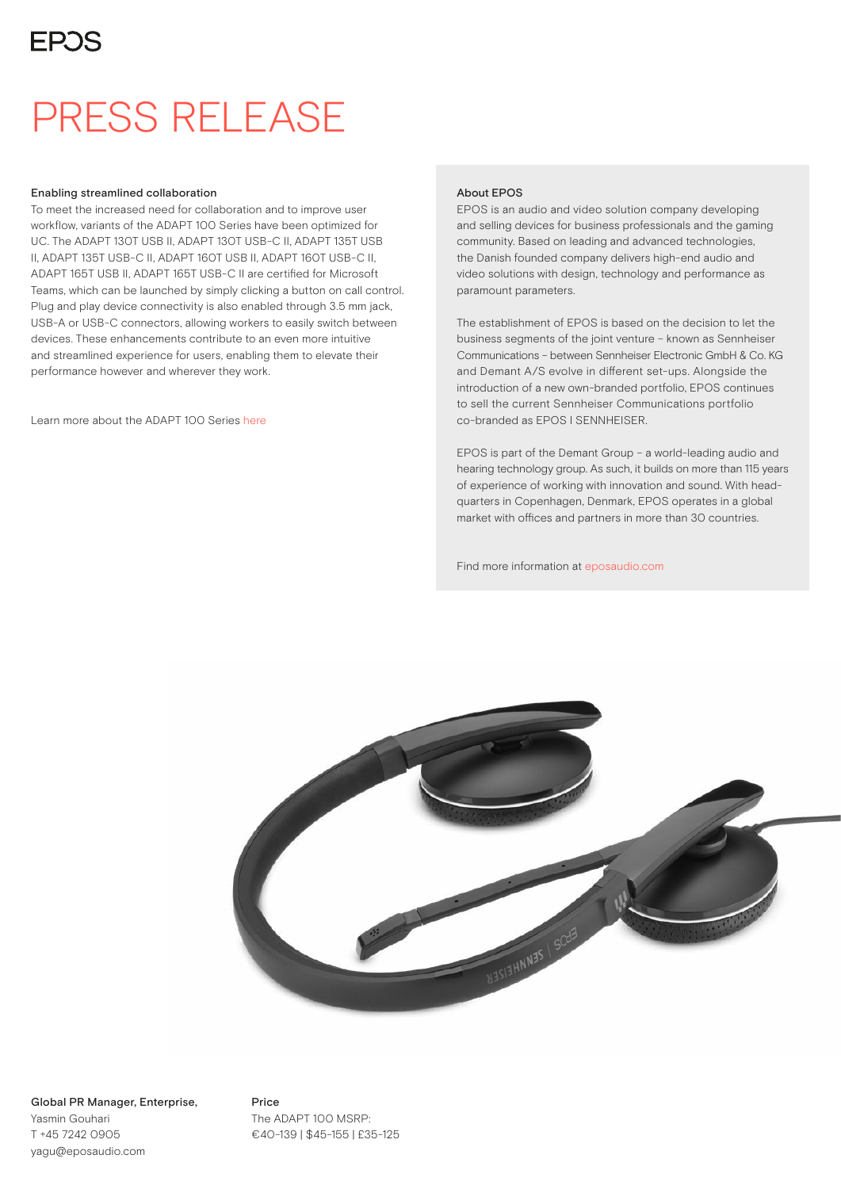# PRESS RELEASE

### Enabling streamlined collaboration

To meet the increased need for collaboration and to improve user workflow, variants of the ADAPT 100 Series have been optimized for UC. The ADAPT 130T USB II, ADAPT 130T USB-C II, ADAPT 135T USB II, ADAPT 135T USB-C II, ADAPT 160T USB II, ADAPT 160T USB-C II, ADAPT 165T USB II, ADAPT 165T USB-C II are certified for Microsoft Teams, which can be launched by simply clicking a button on call control. Plug and play device connectivity is also enabled through 3.5 mm jack, USB-A or USB-C connectors, allowing workers to easily switch between devices. These enhancements contribute to an even more intuitive and streamlined experience for users, enabling them to elevate their performance however and wherever they work.

Learn more about the ADAPT 100 Series here

### About EPOS

EPOS is an audio and video solution company developing and selling devices for business professionals and the gaming community. Based on leading and advanced technologies, the Danish founded company delivers high-end audio and video solutions with design, technology and performance as paramount parameters.

The establishment of EPOS is based on the decision to let the business segments of the joint venture – known as Sennheiser Communications – between Sennheiser Electronic GmbH & Co. KG and Demant A/S evolve in different set-ups. Alongside the introduction of a new own-branded portfolio, EPOS continues to sell the current Sennheiser Communications portfolio co-branded as EPOS I SENNHEISER.

EPOS is part of the Demant Group – a world-leading audio and hearing technology group. As such, it builds on more than 115 years of experience of working with innovation and sound. With head-quarters in Copenhagen, Denmark, EPOS operates in a global market with offices and partners in more than 30 countries.

Find more information at eposaudio.com

**Global PR Manager, Enterprise,**
Yasmin Gouhari
T +45 7242 0905
yagu@eposaudio.com

**Price**
The ADAPT 100 MSRP:
€40-139 | $45-155 | £35-125